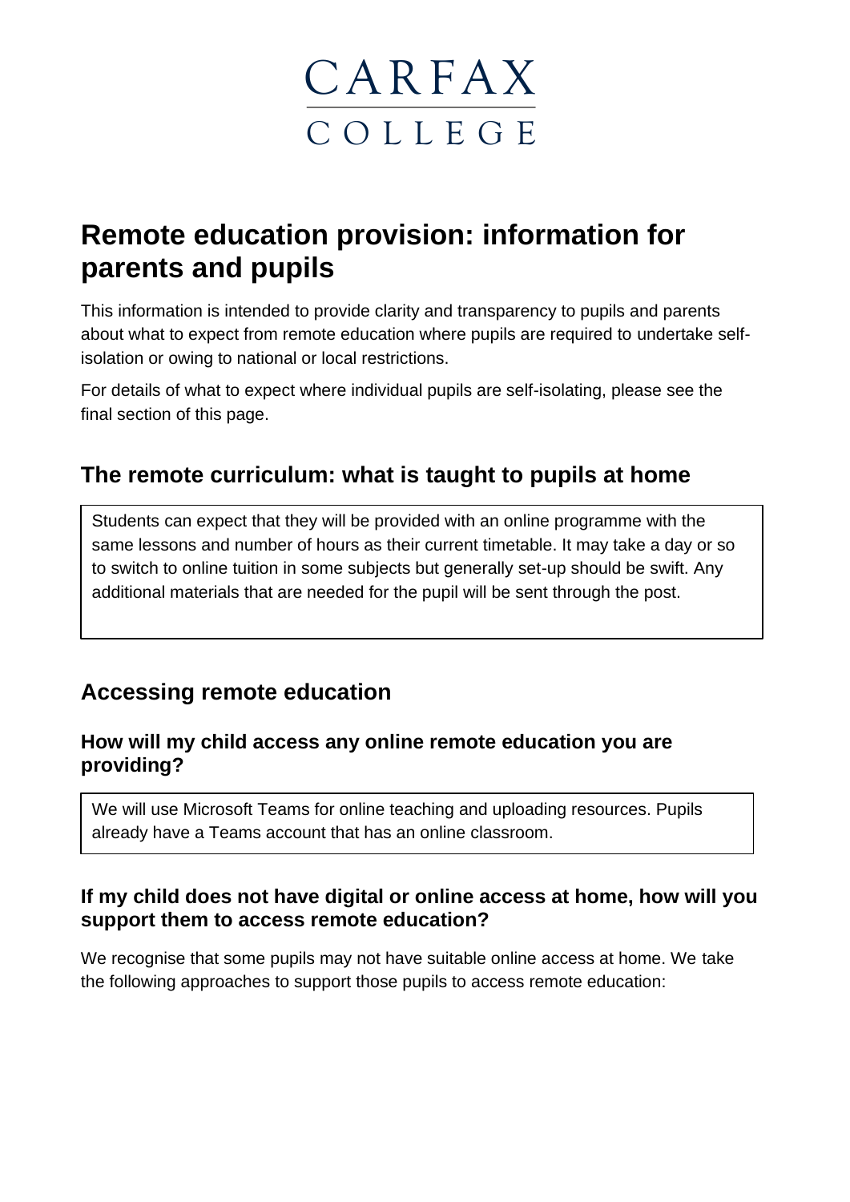CARFAX COLLEGE

# Remote education provision: information for parents and pupils

This information is intended to provide clarity and transparency to pupils and parents about what to expect from remote education where pupils are required to undertake self-isolation or owing to national or local restrictions.

For details of what to expect where individual pupils are self-isolating, please see the final section of this page.

## The remote curriculum: what is taught to pupils at home

Students can expect that they will be provided with an online programme with the same lessons and number of hours as their current timetable. It may take a day or so to switch to online tuition in some subjects but generally set-up should be swift. Any additional materials that are needed for the pupil will be sent through the post.

## Accessing remote education

### How will my child access any online remote education you are providing?

We will use Microsoft Teams for online teaching and uploading resources. Pupils already have a Teams account that has an online classroom.

### If my child does not have digital or online access at home, how will you support them to access remote education?

We recognise that some pupils may not have suitable online access at home. We take the following approaches to support those pupils to access remote education: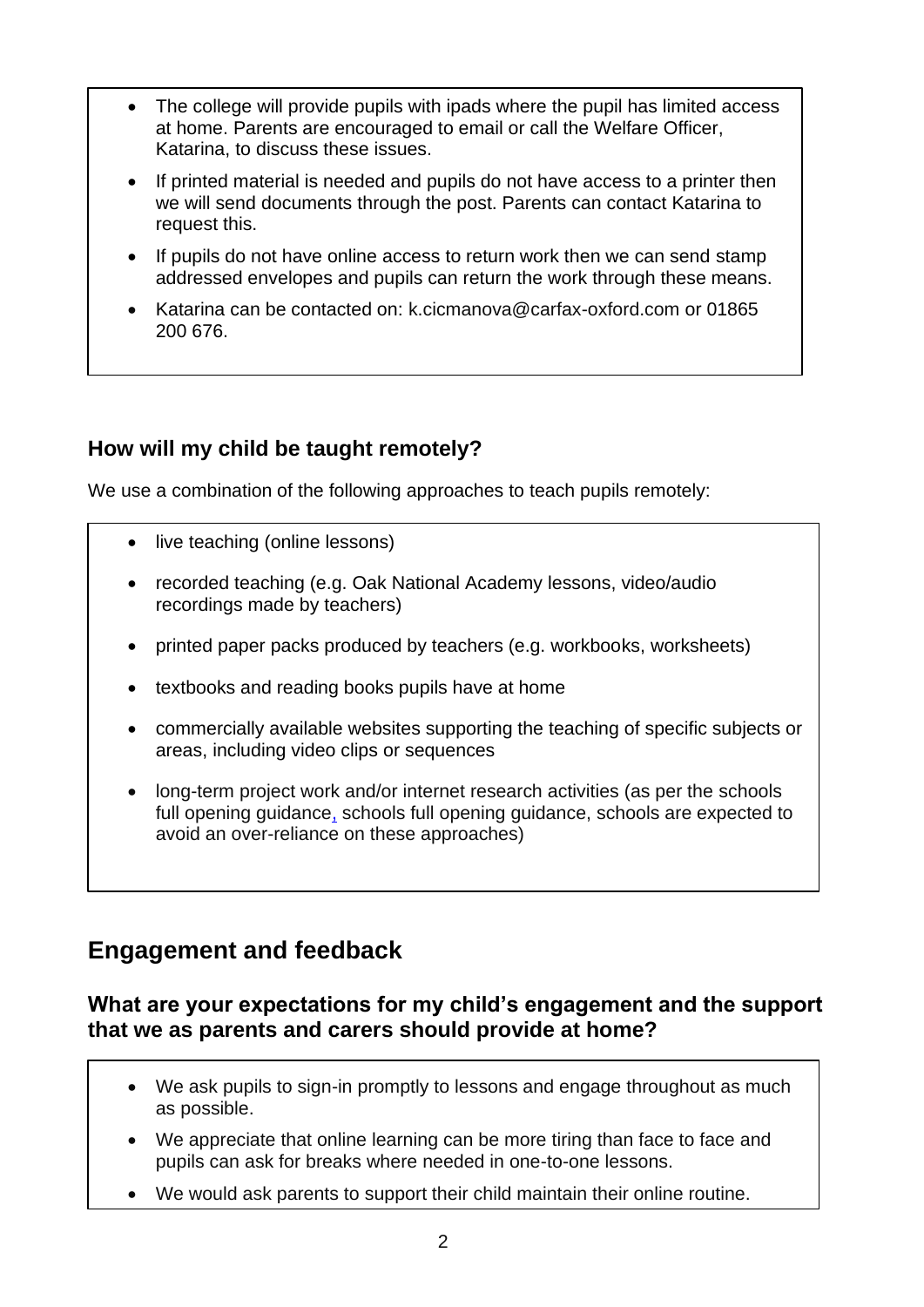- The college will provide pupils with ipads where the pupil has limited access at home. Parents are encouraged to email or call the Welfare Officer, Katarina, to discuss these issues.
- If printed material is needed and pupils do not have access to a printer then we will send documents through the post. Parents can contact Katarina to request this.
- If pupils do not have online access to return work then we can send stamp addressed envelopes and pupils can return the work through these means.
- Katarina can be contacted on: k.cicmanova@carfax-oxford.com or 01865 200 676.

### How will my child be taught remotely?

We use a combination of the following approaches to teach pupils remotely:

- live teaching (online lessons)
- recorded teaching (e.g. Oak National Academy lessons, video/audio recordings made by teachers)
- printed paper packs produced by teachers (e.g. workbooks, worksheets)
- textbooks and reading books pupils have at home
- commercially available websites supporting the teaching of specific subjects or areas, including video clips or sequences
- long-term project work and/or internet research activities (as per the schools full opening guidance, schools full opening guidance, schools are expected to avoid an over-reliance on these approaches)

## Engagement and feedback

### What are your expectations for my child's engagement and the support that we as parents and carers should provide at home?

- We ask pupils to sign-in promptly to lessons and engage throughout as much as possible.
- We appreciate that online learning can be more tiring than face to face and pupils can ask for breaks where needed in one-to-one lessons.
- We would ask parents to support their child maintain their online routine.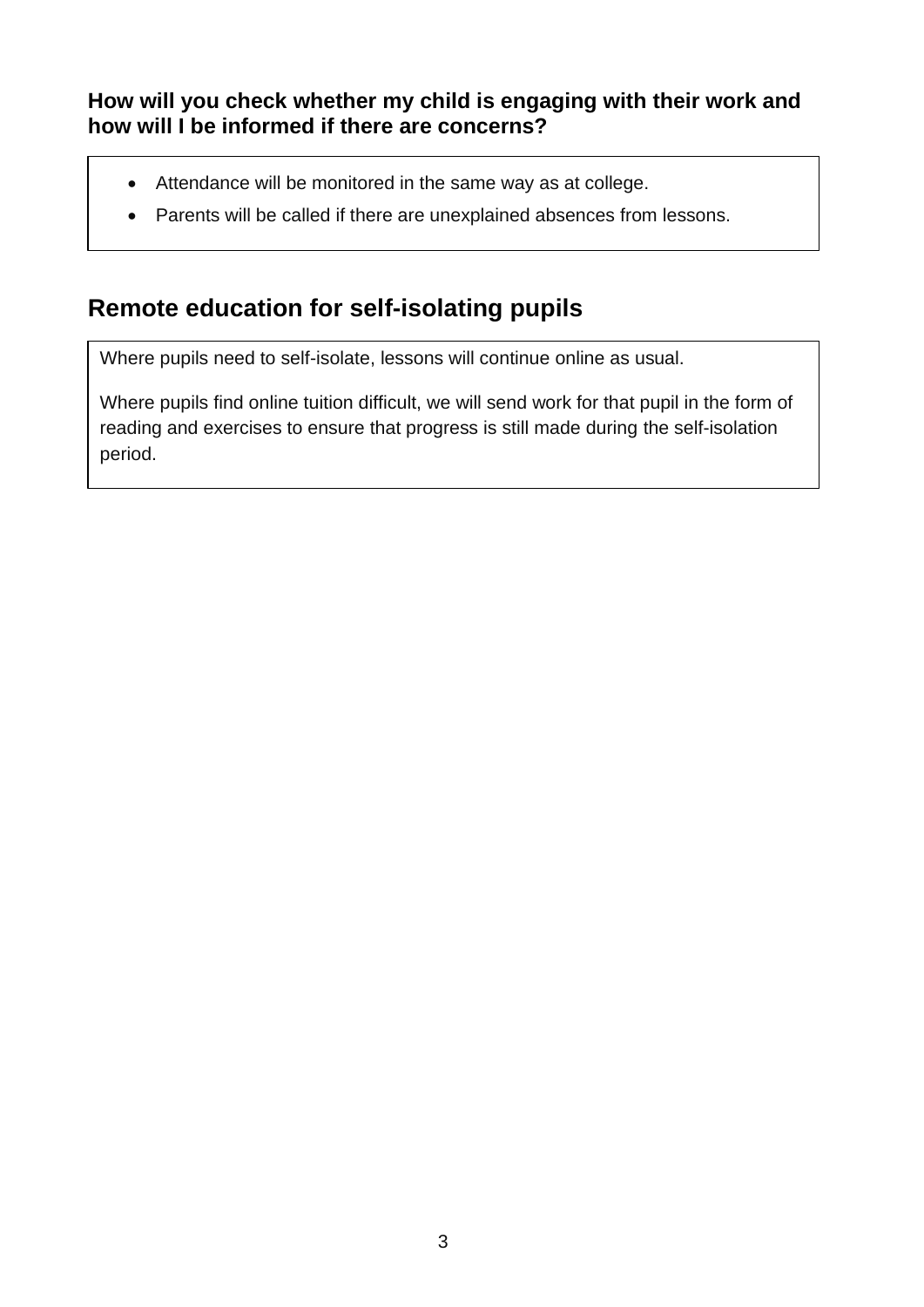### How will you check whether my child is engaging with their work and how will I be informed if there are concerns?

- Attendance will be monitored in the same way as at college.
- Parents will be called if there are unexplained absences from lessons.

## Remote education for self-isolating pupils

Where pupils need to self-isolate, lessons will continue online as usual.

Where pupils find online tuition difficult, we will send work for that pupil in the form of reading and exercises to ensure that progress is still made during the self-isolation period.